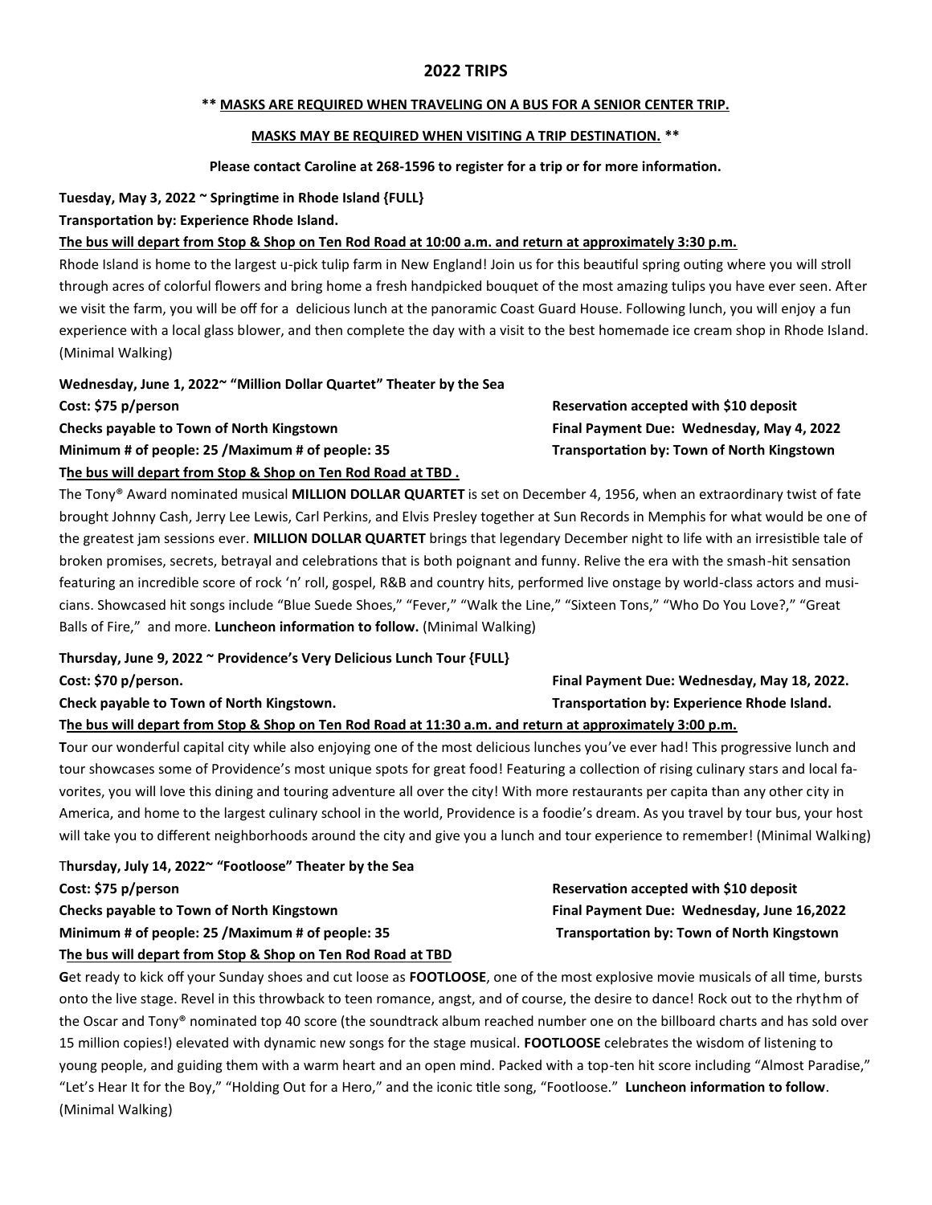# 2022 TRIPS

**\*\* MASKS ARE REQUIRED WHEN TRAVELING ON A BUS FOR A SENIOR CENTER TRIP.**

**MASKS MAY BE REQUIRED WHEN VISITING A TRIP DESTINATION. \*\***

**Please contact Caroline at 268-1596 to register for a trip or for more information.**

**Tuesday, May 3, 2022 ~ Springtime in Rhode Island {FULL}**

**Transportation by: Experience Rhode Island.**

**The bus will depart from Stop & Shop on Ten Rod Road at 10:00 a.m. and return at approximately 3:30 p.m.**

Rhode Island is home to the largest u-pick tulip farm in New England! Join us for this beautiful spring outing where you will stroll through acres of colorful flowers and bring home a fresh handpicked bouquet of the most amazing tulips you have ever seen. After we visit the farm, you will be off for a delicious lunch at the panoramic Coast Guard House. Following lunch, you will enjoy a fun experience with a local glass blower, and then complete the day with a visit to the best homemade ice cream shop in Rhode Island. (Minimal Walking)

**Wednesday, June 1, 2022~ "Million Dollar Quartet" Theater by the Sea**

**Cost: $75 p/person**

**Reservation accepted with $10 deposit**

**Checks payable to Town of North Kingstown**

**Final Payment Due: Wednesday, May 4, 2022**

**Minimum # of people: 25 /Maximum # of people: 35**

**Transportation by: Town of North Kingstown**

**The bus will depart from Stop & Shop on Ten Rod Road at TBD .**

The Tony® Award nominated musical **MILLION DOLLAR QUARTET** is set on December 4, 1956, when an extraordinary twist of fate brought Johnny Cash, Jerry Lee Lewis, Carl Perkins, and Elvis Presley together at Sun Records in Memphis for what would be one of the greatest jam sessions ever. **MILLION DOLLAR QUARTET** brings that legendary December night to life with an irresistible tale of broken promises, secrets, betrayal and celebrations that is both poignant and funny. Relive the era with the smash-hit sensation featuring an incredible score of rock 'n' roll, gospel, R&B and country hits, performed live onstage by world-class actors and musicians. Showcased hit songs include "Blue Suede Shoes," "Fever," "Walk the Line," "Sixteen Tons," "Who Do You Love?," "Great Balls of Fire," and more. **Luncheon information to follow.** (Minimal Walking)

**Thursday, June 9, 2022 ~ Providence's Very Delicious Lunch Tour {FULL}**

**Cost: $70 p/person.**

**Final Payment Due: Wednesday, May 18, 2022.**

**Check payable to Town of North Kingstown.**

**Transportation by: Experience Rhode Island.**

**The bus will depart from Stop & Shop on Ten Rod Road at 11:30 a.m. and return at approximately 3:00 p.m.**

**T**our our wonderful capital city while also enjoying one of the most delicious lunches you've ever had! This progressive lunch and tour showcases some of Providence's most unique spots for great food! Featuring a collection of rising culinary stars and local favorites, you will love this dining and touring adventure all over the city! With more restaurants per capita than any other city in America, and home to the largest culinary school in the world, Providence is a foodie's dream. As you travel by tour bus, your host will take you to different neighborhoods around the city and give you a lunch and tour experience to remember! (Minimal Walking)

**Thursday, July 14, 2022~ "Footloose" Theater by the Sea**

**Cost: $75 p/person**

**Reservation accepted with $10 deposit**

**Checks payable to Town of North Kingstown**

**Final Payment Due: Wednesday, June 16,2022**

**Minimum # of people: 25 /Maximum # of people: 35**

**Transportation by: Town of North Kingstown**

**The bus will depart from Stop & Shop on Ten Rod Road at TBD**

**G**et ready to kick off your Sunday shoes and cut loose as **FOOTLOOSE**, one of the most explosive movie musicals of all time, bursts onto the live stage. Revel in this throwback to teen romance, angst, and of course, the desire to dance! Rock out to the rhythm of the Oscar and Tony® nominated top 40 score (the soundtrack album reached number one on the billboard charts and has sold over 15 million copies!) elevated with dynamic new songs for the stage musical. **FOOTLOOSE** celebrates the wisdom of listening to young people, and guiding them with a warm heart and an open mind. Packed with a top-ten hit score including "Almost Paradise," "Let's Hear It for the Boy," "Holding Out for a Hero," and the iconic title song, "Footloose." **Luncheon information to follow**. (Minimal Walking)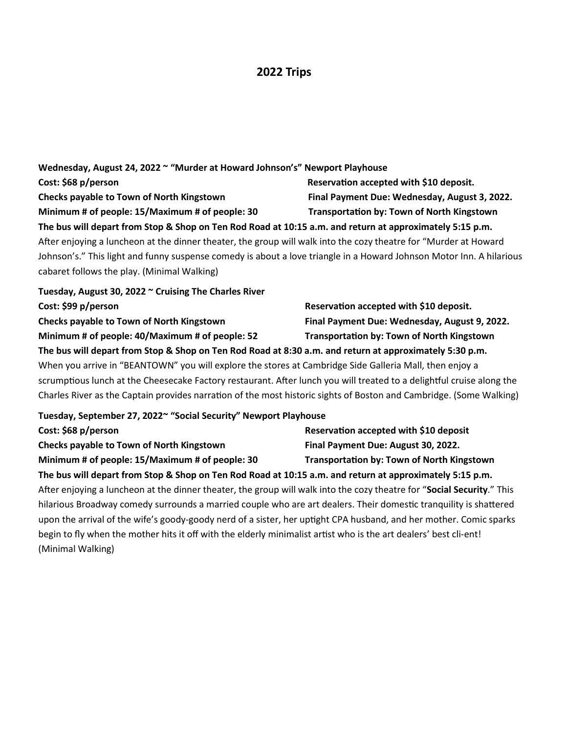## 2022 Trips

**Wednesday, August 24, 2022 ~ "Murder at Howard Johnson's" Newport Playhouse**

**Cost: $68 p/person**

**Reservation accepted with $10 deposit.**

**Checks payable to Town of North Kingstown**

**Final Payment Due: Wednesday, August 3, 2022.**

**Minimum # of people: 15/Maximum # of people: 30**

**Transportation by: Town of North Kingstown**

**The bus will depart from Stop & Shop on Ten Rod Road at 10:15 a.m. and return at approximately 5:15 p.m.**

After enjoying a luncheon at the dinner theater, the group will walk into the cozy theatre for "Murder at Howard Johnson's." This light and funny suspense comedy is about a love triangle in a Howard Johnson Motor Inn. A hilarious cabaret follows the play. (Minimal Walking)

**Tuesday, August 30, 2022 ~ Cruising The Charles River**

**Cost: $99 p/person**

**Reservation accepted with $10 deposit.**

**Checks payable to Town of North Kingstown**

**Final Payment Due: Wednesday, August 9, 2022.**

**Minimum # of people: 40/Maximum # of people: 52**

**Transportation by: Town of North Kingstown**

**The bus will depart from Stop & Shop on Ten Rod Road at 8:30 a.m. and return at approximately 5:30 p.m.**

When you arrive in "BEANTOWN" you will explore the stores at Cambridge Side Galleria Mall, then enjoy a scrumptious lunch at the Cheesecake Factory restaurant. After lunch you will treated to a delightful cruise along the Charles River as the Captain provides narration of the most historic sights of Boston and Cambridge. (Some Walking)

**Tuesday, September 27, 2022~ "Social Security" Newport Playhouse**

**Cost: $68 p/person**

**Reservation accepted with $10 deposit**

**Checks payable to Town of North Kingstown**

**Final Payment Due: August 30, 2022.**

**Minimum # of people: 15/Maximum # of people: 30**

**Transportation by: Town of North Kingstown**

**The bus will depart from Stop & Shop on Ten Rod Road at 10:15 a.m. and return at approximately 5:15 p.m.**

After enjoying a luncheon at the dinner theater, the group will walk into the cozy theatre for "**Social Security**." This hilarious Broadway comedy surrounds a married couple who are art dealers. Their domestic tranquility is shattered upon the arrival of the wife's goody-goody nerd of a sister, her uptight CPA husband, and her mother. Comic sparks begin to fly when the mother hits it off with the elderly minimalist artist who is the art dealers' best cli-ent! (Minimal Walking)